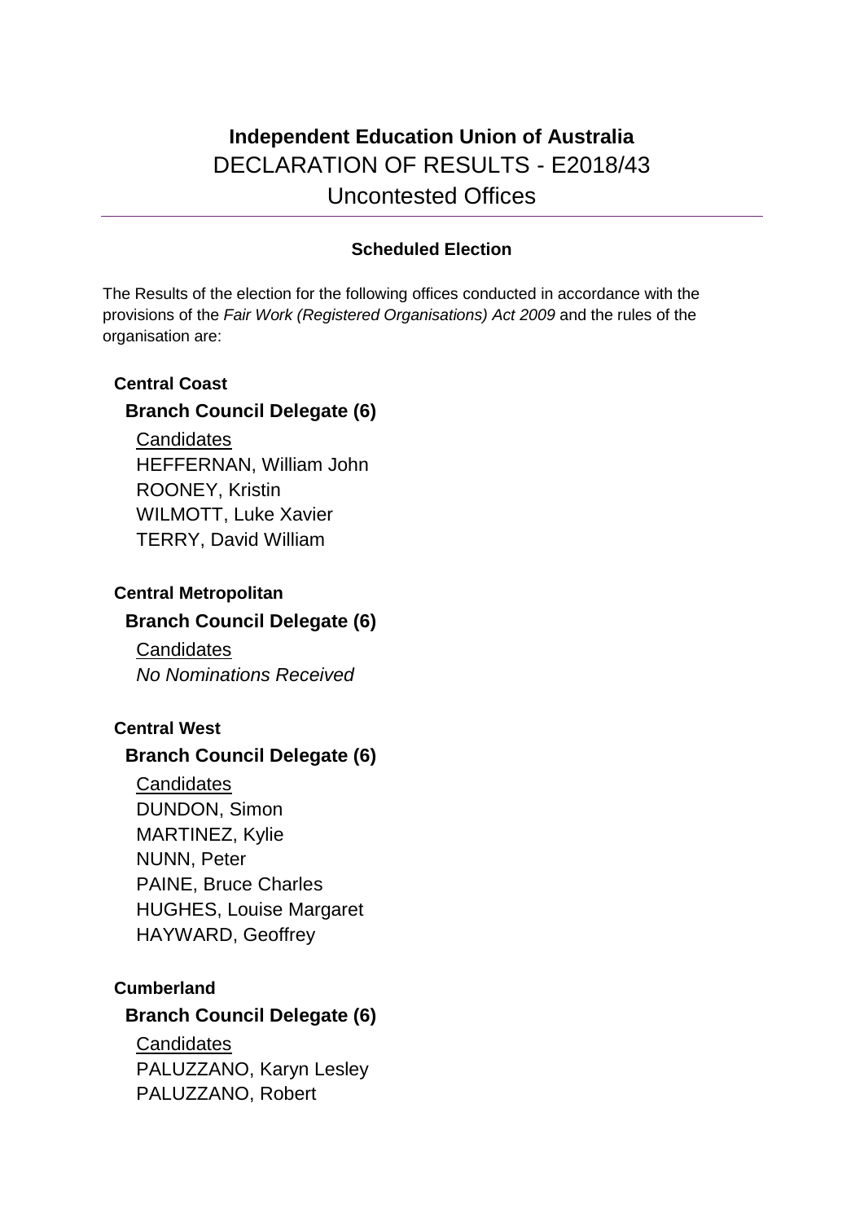# Independent Education Union of Australia

DECLARATION OF RESULTS - E2018/43

Uncontested Offices

---

**Scheduled Election**

The Results of the election for the following offices conducted in accordance with the provisions of the *Fair Work (Registered Organisations) Act 2009* and the rules of the organisation are:

**Central Coast**

**Branch Council Delegate (6)**

Candidates

HEFFERNAN, William John
ROONEY, Kristin
WILMOTT, Luke Xavier
TERRY, David William

**Central Metropolitan**

**Branch Council Delegate (6)**

Candidates

*No Nominations Received*

**Central West**

**Branch Council Delegate (6)**

Candidates

DUNDON, Simon
MARTINEZ, Kylie
NUNN, Peter
PAINE, Bruce Charles
HUGHES, Louise Margaret
HAYWARD, Geoffrey

**Cumberland**

**Branch Council Delegate (6)**

Candidates

PALUZZANO, Karyn Lesley
PALUZZANO, Robert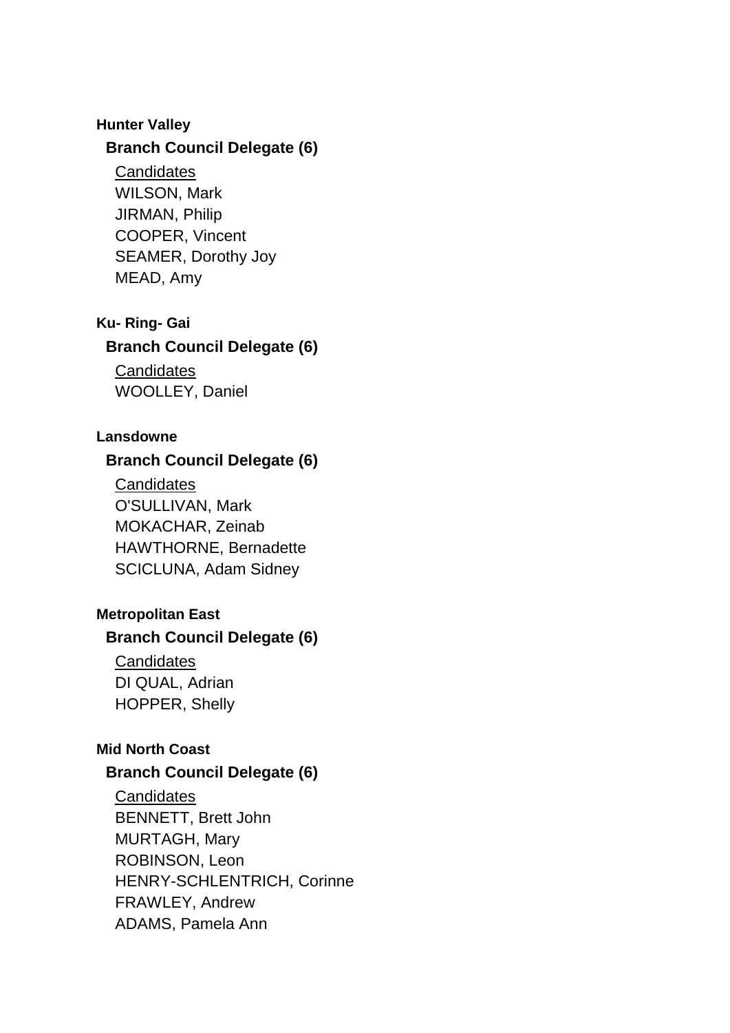### Hunter Valley

#### Branch Council Delegate (6)

Candidates

WILSON, Mark
JIRMAN, Philip
COOPER, Vincent
SEAMER, Dorothy Joy
MEAD, Amy

### Ku- Ring- Gai

#### Branch Council Delegate (6)

Candidates

WOOLLEY, Daniel

### Lansdowne

#### Branch Council Delegate (6)

Candidates

O'SULLIVAN, Mark
MOKACHAR, Zeinab
HAWTHORNE, Bernadette
SCICLUNA, Adam Sidney

### Metropolitan East

#### Branch Council Delegate (6)

Candidates

DI QUAL, Adrian
HOPPER, Shelly

### Mid North Coast

#### Branch Council Delegate (6)

Candidates

BENNETT, Brett John
MURTAGH, Mary
ROBINSON, Leon
HENRY-SCHLENTRICH, Corinne
FRAWLEY, Andrew
ADAMS, Pamela Ann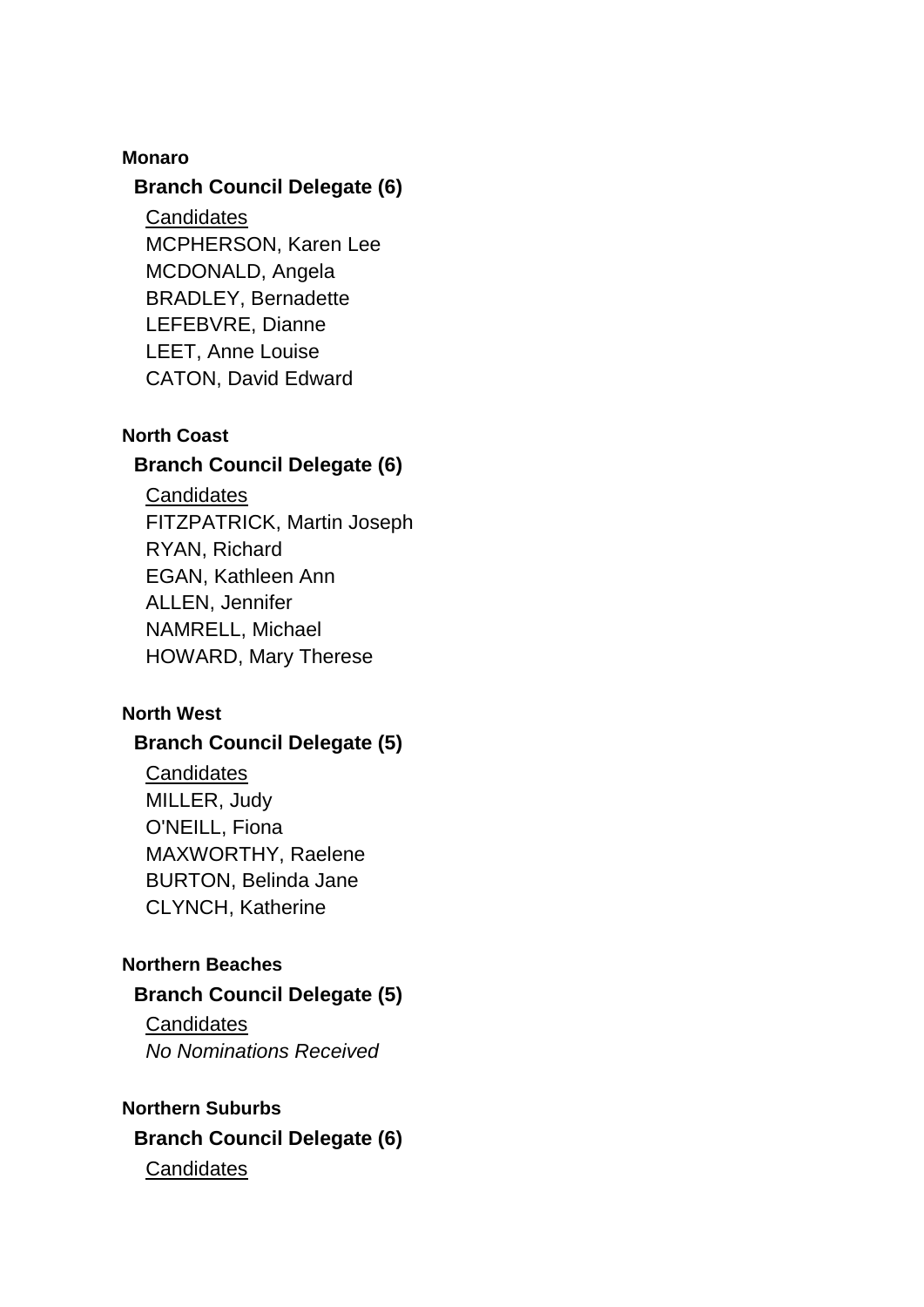**Monaro**

**Branch Council Delegate (6)**

Candidates

MCPHERSON, Karen Lee
MCDONALD, Angela
BRADLEY, Bernadette
LEFEBVRE, Dianne
LEET, Anne Louise
CATON, David Edward

**North Coast**

**Branch Council Delegate (6)**

Candidates

FITZPATRICK, Martin Joseph
RYAN, Richard
EGAN, Kathleen Ann
ALLEN, Jennifer
NAMRELL, Michael
HOWARD, Mary Therese

**North West**

**Branch Council Delegate (5)**

Candidates

MILLER, Judy
O'NEILL, Fiona
MAXWORTHY, Raelene
BURTON, Belinda Jane
CLYNCH, Katherine

**Northern Beaches**

**Branch Council Delegate (5)**

Candidates

*No Nominations Received*

**Northern Suburbs**

**Branch Council Delegate (6)**

Candidates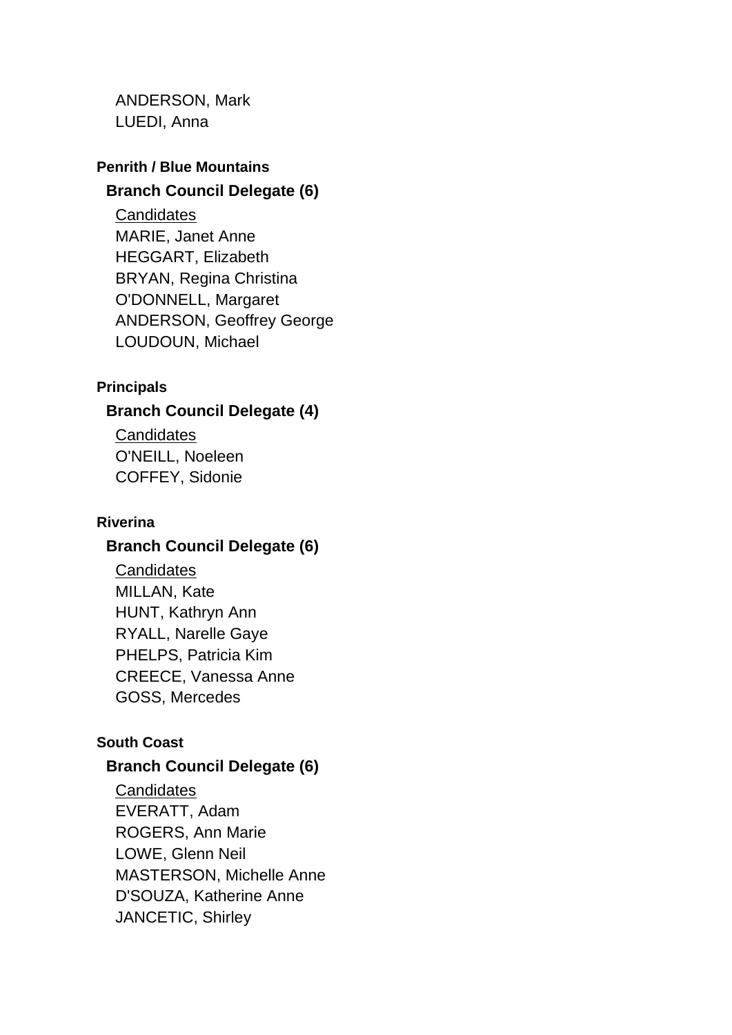ANDERSON, Mark
LUEDI, Anna

### Penrith / Blue Mountains

#### Branch Council Delegate (6)

Candidates
MARIE, Janet Anne
HEGGART, Elizabeth
BRYAN, Regina Christina
O'DONNELL, Margaret
ANDERSON, Geoffrey George
LOUDOUN, Michael

### Principals

#### Branch Council Delegate (4)

Candidates
O'NEILL, Noeleen
COFFEY, Sidonie

### Riverina

#### Branch Council Delegate (6)

Candidates
MILLAN, Kate
HUNT, Kathryn Ann
RYALL, Narelle Gaye
PHELPS, Patricia Kim
CREECE, Vanessa Anne
GOSS, Mercedes

### South Coast

#### Branch Council Delegate (6)

Candidates
EVERATT, Adam
ROGERS, Ann Marie
LOWE, Glenn Neil
MASTERSON, Michelle Anne
D'SOUZA, Katherine Anne
JANCETIC, Shirley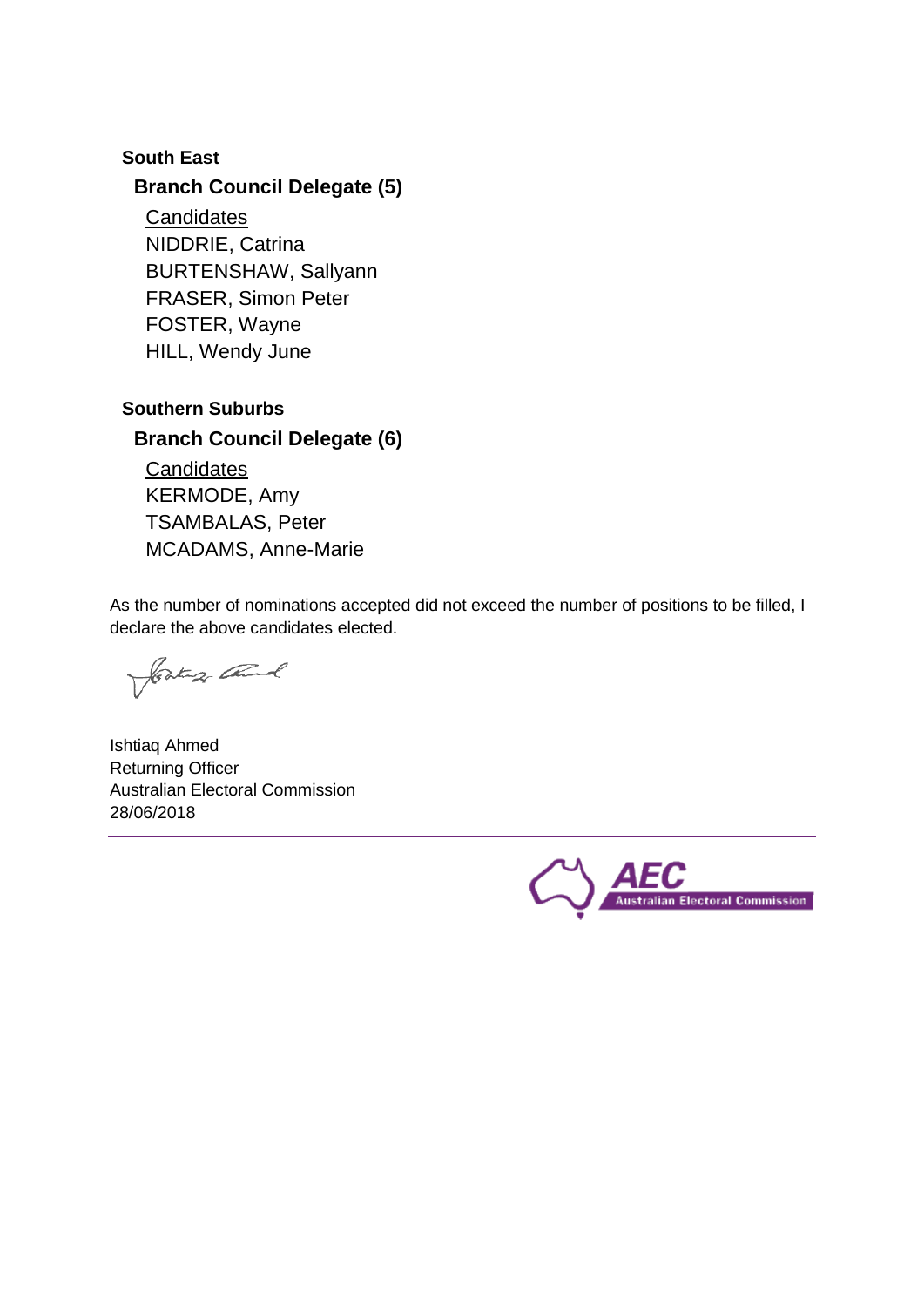### South East

#### Branch Council Delegate (5)

Candidates
NIDDRIE, Catrina
BURTENSHAW, Sallyann
FRASER, Simon Peter
FOSTER, Wayne
HILL, Wendy June

### Southern Suburbs

#### Branch Council Delegate (6)

Candidates
KERMODE, Amy
TSAMBALAS, Peter
MCADAMS, Anne-Marie

As the number of nominations accepted did not exceed the number of positions to be filled, I declare the above candidates elected.

Ishtiaq Ahmed
Returning Officer
Australian Electoral Commission
28/06/2018

AEC Australian Electoral Commission